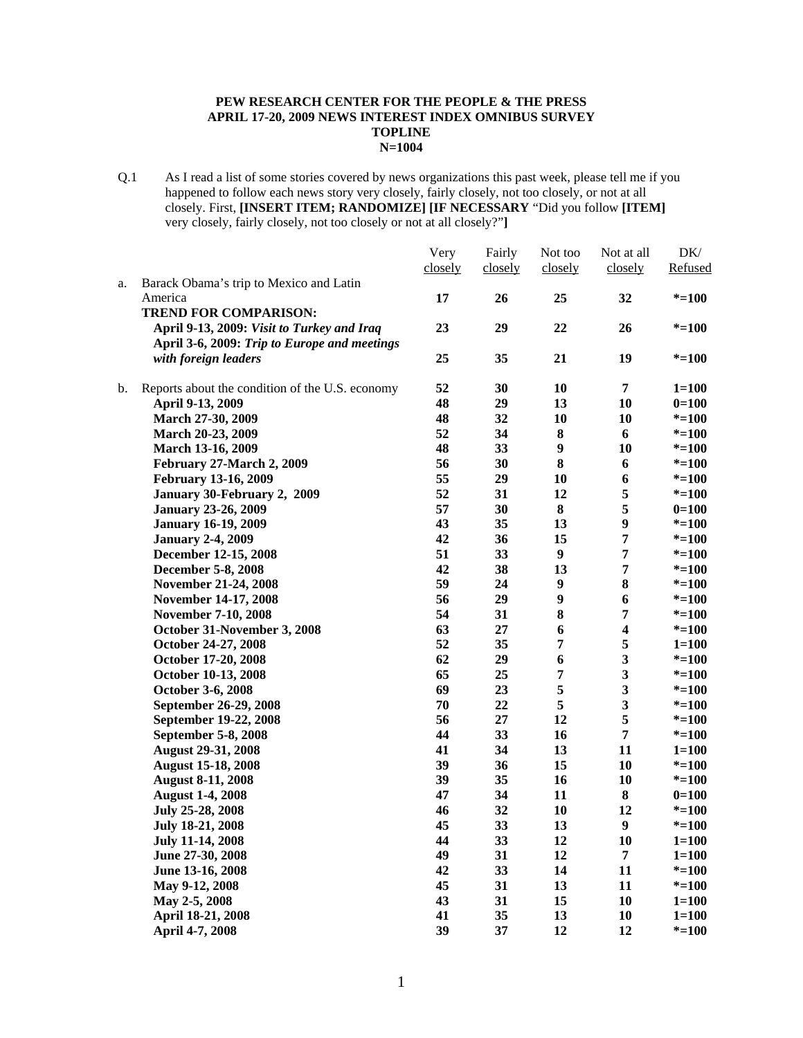**PEW RESEARCH CENTER FOR THE PEOPLE & THE PRESS**
**APRIL 17-20, 2009 NEWS INTEREST INDEX OMNIBUS SURVEY**
**TOPLINE**
**N=1004**

Q.1 As I read a list of some stories covered by news organizations this past week, please tell me if you happened to follow each news story very closely, fairly closely, not too closely, or not at all closely. First, **[INSERT ITEM; RANDOMIZE] [IF NECESSARY** "Did you follow **[ITEM]** very closely, fairly closely, not too closely or not at all closely?"**]**

| | | Very closely | Fairly closely | Not too closely | Not at all closely | DK/ Refused |
|---|---|---|---|---|---|---|
| a. | Barack Obama's trip to Mexico and Latin America | **17** | **26** | **25** | **32** | ***=100** |
| | **TREND FOR COMPARISON:** | | | | | |
| | **April 9-13, 2009: *Visit to Turkey and Iraq*** | **23** | **29** | **22** | **26** | ***=100** |
| | **April 3-6, 2009: *Trip to Europe and meetings with foreign leaders*** | **25** | **35** | **21** | **19** | ***=100** |
| b. | Reports about the condition of the U.S. economy | **52** | **30** | **10** | **7** | **1=100** |
| | **April 9-13, 2009** | **48** | **29** | **13** | **10** | **0=100** |
| | **March 27-30, 2009** | **48** | **32** | **10** | **10** | ***=100** |
| | **March 20-23, 2009** | **52** | **34** | **8** | **6** | ***=100** |
| | **March 13-16, 2009** | **48** | **33** | **9** | **10** | ***=100** |
| | **February 27-March 2, 2009** | **56** | **30** | **8** | **6** | ***=100** |
| | **February 13-16, 2009** | **55** | **29** | **10** | **6** | ***=100** |
| | **January 30-February 2, 2009** | **52** | **31** | **12** | **5** | ***=100** |
| | **January 23-26, 2009** | **57** | **30** | **8** | **5** | **0=100** |
| | **January 16-19, 2009** | **43** | **35** | **13** | **9** | ***=100** |
| | **January 2-4, 2009** | **42** | **36** | **15** | **7** | ***=100** |
| | **December 12-15, 2008** | **51** | **33** | **9** | **7** | ***=100** |
| | **December 5-8, 2008** | **42** | **38** | **13** | **7** | ***=100** |
| | **November 21-24, 2008** | **59** | **24** | **9** | **8** | ***=100** |
| | **November 14-17, 2008** | **56** | **29** | **9** | **6** | ***=100** |
| | **November 7-10, 2008** | **54** | **31** | **8** | **7** | ***=100** |
| | **October 31-November 3, 2008** | **63** | **27** | **6** | **4** | ***=100** |
| | **October 24-27, 2008** | **52** | **35** | **7** | **5** | **1=100** |
| | **October 17-20, 2008** | **62** | **29** | **6** | **3** | ***=100** |
| | **October 10-13, 2008** | **65** | **25** | **7** | **3** | ***=100** |
| | **October 3-6, 2008** | **69** | **23** | **5** | **3** | ***=100** |
| | **September 26-29, 2008** | **70** | **22** | **5** | **3** | ***=100** |
| | **September 19-22, 2008** | **56** | **27** | **12** | **5** | ***=100** |
| | **September 5-8, 2008** | **44** | **33** | **16** | **7** | ***=100** |
| | **August 29-31, 2008** | **41** | **34** | **13** | **11** | **1=100** |
| | **August 15-18, 2008** | **39** | **36** | **15** | **10** | ***=100** |
| | **August 8-11, 2008** | **39** | **35** | **16** | **10** | ***=100** |
| | **August 1-4, 2008** | **47** | **34** | **11** | **8** | **0=100** |
| | **July 25-28, 2008** | **46** | **32** | **10** | **12** | ***=100** |
| | **July 18-21, 2008** | **45** | **33** | **13** | **9** | ***=100** |
| | **July 11-14, 2008** | **44** | **33** | **12** | **10** | **1=100** |
| | **June 27-30, 2008** | **49** | **31** | **12** | **7** | **1=100** |
| | **June 13-16, 2008** | **42** | **33** | **14** | **11** | ***=100** |
| | **May 9-12, 2008** | **45** | **31** | **13** | **11** | ***=100** |
| | **May 2-5, 2008** | **43** | **31** | **15** | **10** | **1=100** |
| | **April 18-21, 2008** | **41** | **35** | **13** | **10** | **1=100** |
| | **April 4-7, 2008** | **39** | **37** | **12** | **12** | ***=100** |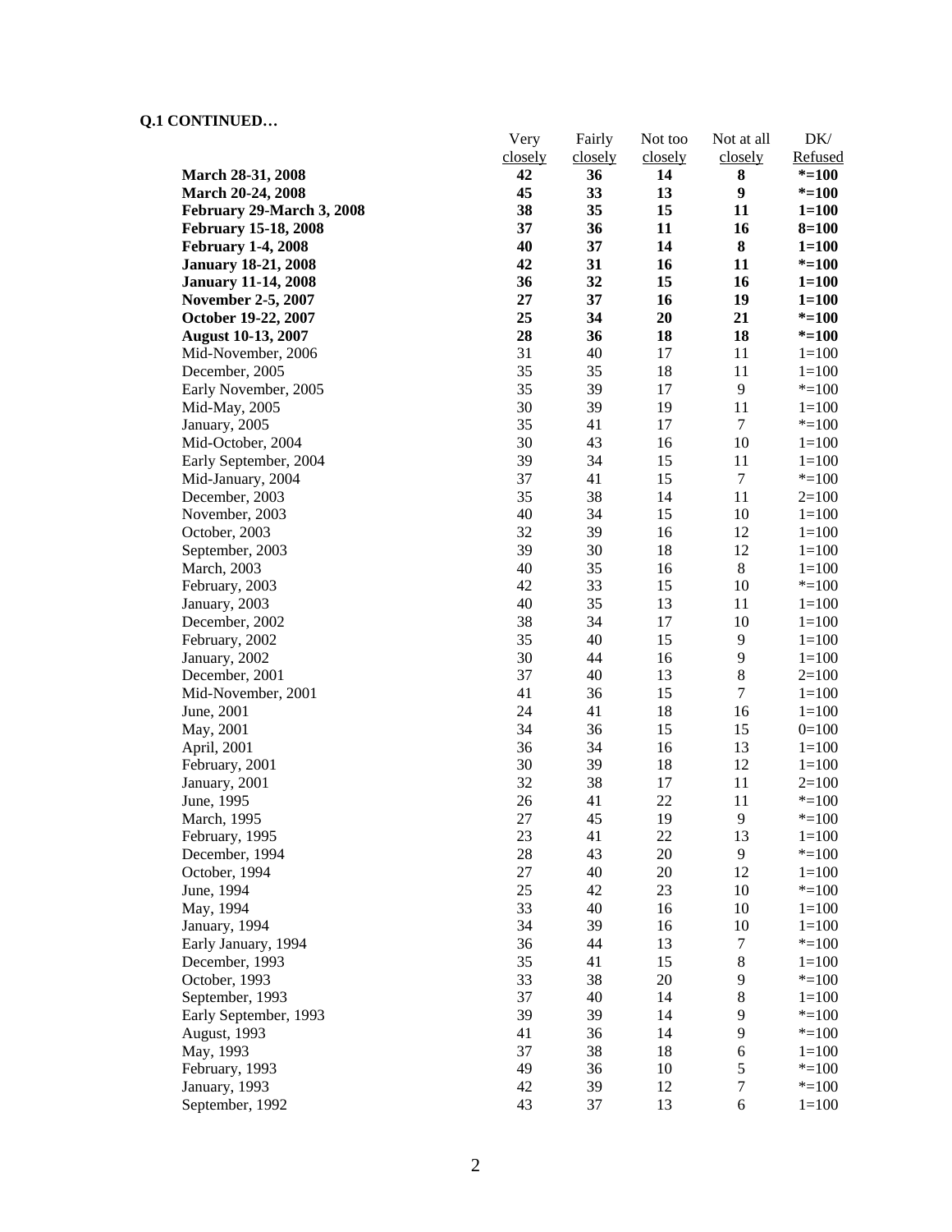**Q.1 CONTINUED…**

| | Very closely | Fairly closely | Not too closely | Not at all closely | DK/ Refused |
|---|---|---|---|---|---|
| **March 28-31, 2008** | **42** | **36** | **14** | **8** | ***=100** |
| **March 20-24, 2008** | **45** | **33** | **13** | **9** | ***=100** |
| **February 29-March 3, 2008** | **38** | **35** | **15** | **11** | **1=100** |
| **February 15-18, 2008** | **37** | **36** | **11** | **16** | **8=100** |
| **February 1-4, 2008** | **40** | **37** | **14** | **8** | **1=100** |
| **January 18-21, 2008** | **42** | **31** | **16** | **11** | ***=100** |
| **January 11-14, 2008** | **36** | **32** | **15** | **16** | **1=100** |
| **November 2-5, 2007** | **27** | **37** | **16** | **19** | **1=100** |
| **October 19-22, 2007** | **25** | **34** | **20** | **21** | ***=100** |
| **August 10-13, 2007** | **28** | **36** | **18** | **18** | ***=100** |
| Mid-November, 2006 | 31 | 40 | 17 | 11 | 1=100 |
| December, 2005 | 35 | 35 | 18 | 11 | 1=100 |
| Early November, 2005 | 35 | 39 | 17 | 9 | *=100 |
| Mid-May, 2005 | 30 | 39 | 19 | 11 | 1=100 |
| January, 2005 | 35 | 41 | 17 | 7 | *=100 |
| Mid-October, 2004 | 30 | 43 | 16 | 10 | 1=100 |
| Early September, 2004 | 39 | 34 | 15 | 11 | 1=100 |
| Mid-January, 2004 | 37 | 41 | 15 | 7 | *=100 |
| December, 2003 | 35 | 38 | 14 | 11 | 2=100 |
| November, 2003 | 40 | 34 | 15 | 10 | 1=100 |
| October, 2003 | 32 | 39 | 16 | 12 | 1=100 |
| September, 2003 | 39 | 30 | 18 | 12 | 1=100 |
| March, 2003 | 40 | 35 | 16 | 8 | 1=100 |
| February, 2003 | 42 | 33 | 15 | 10 | *=100 |
| January, 2003 | 40 | 35 | 13 | 11 | 1=100 |
| December, 2002 | 38 | 34 | 17 | 10 | 1=100 |
| February, 2002 | 35 | 40 | 15 | 9 | 1=100 |
| January, 2002 | 30 | 44 | 16 | 9 | 1=100 |
| December, 2001 | 37 | 40 | 13 | 8 | 2=100 |
| Mid-November, 2001 | 41 | 36 | 15 | 7 | 1=100 |
| June, 2001 | 24 | 41 | 18 | 16 | 1=100 |
| May, 2001 | 34 | 36 | 15 | 15 | 0=100 |
| April, 2001 | 36 | 34 | 16 | 13 | 1=100 |
| February, 2001 | 30 | 39 | 18 | 12 | 1=100 |
| January, 2001 | 32 | 38 | 17 | 11 | 2=100 |
| June, 1995 | 26 | 41 | 22 | 11 | *=100 |
| March, 1995 | 27 | 45 | 19 | 9 | *=100 |
| February, 1995 | 23 | 41 | 22 | 13 | 1=100 |
| December, 1994 | 28 | 43 | 20 | 9 | *=100 |
| October, 1994 | 27 | 40 | 20 | 12 | 1=100 |
| June, 1994 | 25 | 42 | 23 | 10 | *=100 |
| May, 1994 | 33 | 40 | 16 | 10 | 1=100 |
| January, 1994 | 34 | 39 | 16 | 10 | 1=100 |
| Early January, 1994 | 36 | 44 | 13 | 7 | *=100 |
| December, 1993 | 35 | 41 | 15 | 8 | 1=100 |
| October, 1993 | 33 | 38 | 20 | 9 | *=100 |
| September, 1993 | 37 | 40 | 14 | 8 | 1=100 |
| Early September, 1993 | 39 | 39 | 14 | 9 | *=100 |
| August, 1993 | 41 | 36 | 14 | 9 | *=100 |
| May, 1993 | 37 | 38 | 18 | 6 | 1=100 |
| February, 1993 | 49 | 36 | 10 | 5 | *=100 |
| January, 1993 | 42 | 39 | 12 | 7 | *=100 |
| September, 1992 | 43 | 37 | 13 | 6 | 1=100 |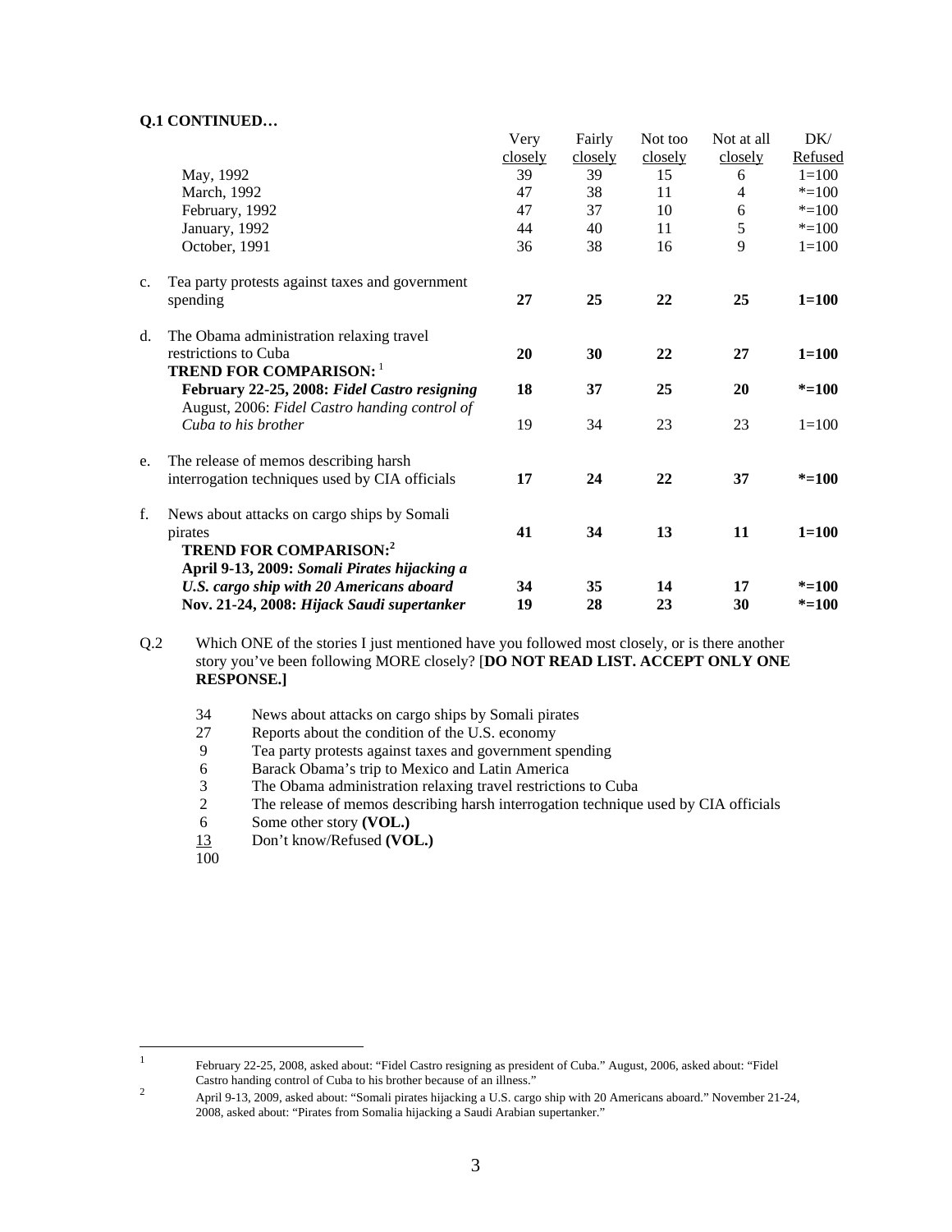**Q.1 CONTINUED…**

| | | Very closely | Fairly closely | Not too closely | Not at all closely | DK/ Refused |
|---|---|---|---|---|---|---|
| | May, 1992 | 39 | 39 | 15 | 6 | 1=100 |
| | March, 1992 | 47 | 38 | 11 | 4 | *=100 |
| | February, 1992 | 47 | 37 | 10 | 6 | *=100 |
| | January, 1992 | 44 | 40 | 11 | 5 | *=100 |
| | October, 1991 | 36 | 38 | 16 | 9 | 1=100 |
| c. | Tea party protests against taxes and government spending | **27** | **25** | **22** | **25** | **1=100** |
| d. | The Obama administration relaxing travel restrictions to Cuba | **20** | **30** | **22** | **27** | **1=100** |
| | **TREND FOR COMPARISON:** [1] | | | | | |
| | **February 22-25, 2008: *Fidel Castro resigning*** | **18** | **37** | **25** | **20** | ***=100** |
| | August, 2006: *Fidel Castro handing control of Cuba to his brother* | 19 | 34 | 23 | 23 | 1=100 |
| e. | The release of memos describing harsh interrogation techniques used by CIA officials | **17** | **24** | **22** | **37** | ***=100** |
| f. | News about attacks on cargo ships by Somali pirates | **41** | **34** | **13** | **11** | **1=100** |
| | **TREND FOR COMPARISON:**[2] | | | | | |
| | **April 9-13, 2009: *Somali Pirates hijacking a U.S. cargo ship with 20 Americans aboard*** | **34** | **35** | **14** | **17** | ***=100** |
| | **Nov. 21-24, 2008: *Hijack Saudi supertanker*** | **19** | **28** | **23** | **30** | ***=100** |

Q.2 Which ONE of the stories I just mentioned have you followed most closely, or is there another story you've been following MORE closely? [**DO NOT READ LIST. ACCEPT ONLY ONE RESPONSE.]**

| | |
|---|---|
| 34 | News about attacks on cargo ships by Somali pirates |
| 27 | Reports about the condition of the U.S. economy |
| 9 | Tea party protests against taxes and government spending |
| 6 | Barack Obama's trip to Mexico and Latin America |
| 3 | The Obama administration relaxing travel restrictions to Cuba |
| 2 | The release of memos describing harsh interrogation technique used by CIA officials |
| 6 | Some other story **(VOL.)** |
| 13 | Don't know/Refused **(VOL.)** |
| 100 | |

[1] February 22-25, 2008, asked about: "Fidel Castro resigning as president of Cuba." August, 2006, asked about: "Fidel Castro handing control of Cuba to his brother because of an illness."

[2] April 9-13, 2009, asked about: "Somali pirates hijacking a U.S. cargo ship with 20 Americans aboard." November 21-24, 2008, asked about: "Pirates from Somalia hijacking a Saudi Arabian supertanker."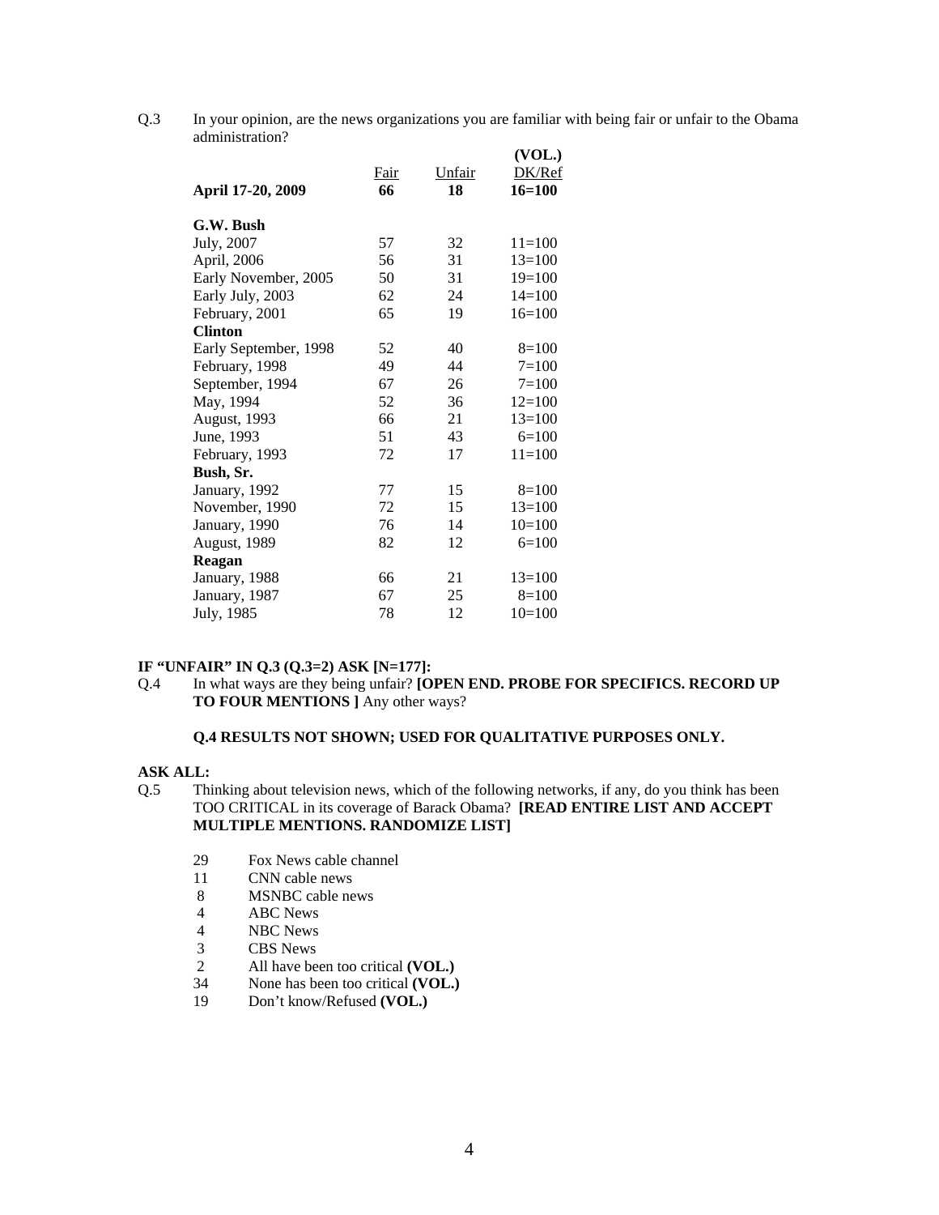Q.3 In your opinion, are the news organizations you are familiar with being fair or unfair to the Obama administration?

| | Fair | Unfair | (VOL.) DK/Ref |
|---|---|---|---|
| **April 17-20, 2009** | **66** | **18** | **16=100** |
| **G.W. Bush** | | | |
| July, 2007 | 57 | 32 | 11=100 |
| April, 2006 | 56 | 31 | 13=100 |
| Early November, 2005 | 50 | 31 | 19=100 |
| Early July, 2003 | 62 | 24 | 14=100 |
| February, 2001 | 65 | 19 | 16=100 |
| **Clinton** | | | |
| Early September, 1998 | 52 | 40 | 8=100 |
| February, 1998 | 49 | 44 | 7=100 |
| September, 1994 | 67 | 26 | 7=100 |
| May, 1994 | 52 | 36 | 12=100 |
| August, 1993 | 66 | 21 | 13=100 |
| June, 1993 | 51 | 43 | 6=100 |
| February, 1993 | 72 | 17 | 11=100 |
| **Bush, Sr.** | | | |
| January, 1992 | 77 | 15 | 8=100 |
| November, 1990 | 72 | 15 | 13=100 |
| January, 1990 | 76 | 14 | 10=100 |
| August, 1989 | 82 | 12 | 6=100 |
| **Reagan** | | | |
| January, 1988 | 66 | 21 | 13=100 |
| January, 1987 | 67 | 25 | 8=100 |
| July, 1985 | 78 | 12 | 10=100 |

**IF "UNFAIR" IN Q.3 (Q.3=2) ASK [N=177]:**

Q.4 In what ways are they being unfair? **[OPEN END. PROBE FOR SPECIFICS. RECORD UP TO FOUR MENTIONS ]** Any other ways?

**Q.4 RESULTS NOT SHOWN; USED FOR QUALITATIVE PURPOSES ONLY.**

**ASK ALL:**

Q.5 Thinking about television news, which of the following networks, if any, do you think has been TOO CRITICAL in its coverage of Barack Obama? **[READ ENTIRE LIST AND ACCEPT MULTIPLE MENTIONS. RANDOMIZE LIST]**

| | |
|---|---|
| 29 | Fox News cable channel |
| 11 | CNN cable news |
| 8 | MSNBC cable news |
| 4 | ABC News |
| 4 | NBC News |
| 3 | CBS News |
| 2 | All have been too critical **(VOL.)** |
| 34 | None has been too critical **(VOL.)** |
| 19 | Don't know/Refused **(VOL.)** |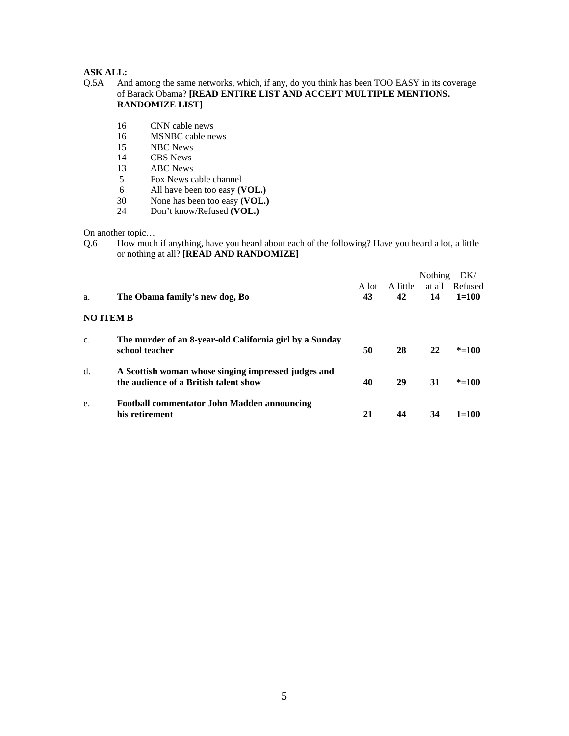**ASK ALL:**

Q.5A And among the same networks, which, if any, do you think has been TOO EASY in its coverage of Barack Obama? **[READ ENTIRE LIST AND ACCEPT MULTIPLE MENTIONS. RANDOMIZE LIST]**

| | |
|---|---|
| 16 | CNN cable news |
| 16 | MSNBC cable news |
| 15 | NBC News |
| 14 | CBS News |
| 13 | ABC News |
| 5 | Fox News cable channel |
| 6 | All have been too easy **(VOL.)** |
| 30 | None has been too easy **(VOL.)** |
| 24 | Don't know/Refused **(VOL.)** |

On another topic…

Q.6 How much if anything, have you heard about each of the following? Have you heard a lot, a little or nothing at all? **[READ AND RANDOMIZE]**

| | | A lot | A little | Nothing at all | DK/ Refused |
|---|---|---|---|---|---|
| a. | **The Obama family's new dog, Bo** | **43** | **42** | **14** | **1=100** |
| **NO ITEM B** | | | | | |
| c. | **The murder of an 8-year-old California girl by a Sunday school teacher** | **50** | **28** | **22** | **\*=100** |
| d. | **A Scottish woman whose singing impressed judges and the audience of a British talent show** | **40** | **29** | **31** | **\*=100** |
| e. | **Football commentator John Madden announcing his retirement** | **21** | **44** | **34** | **1=100** |